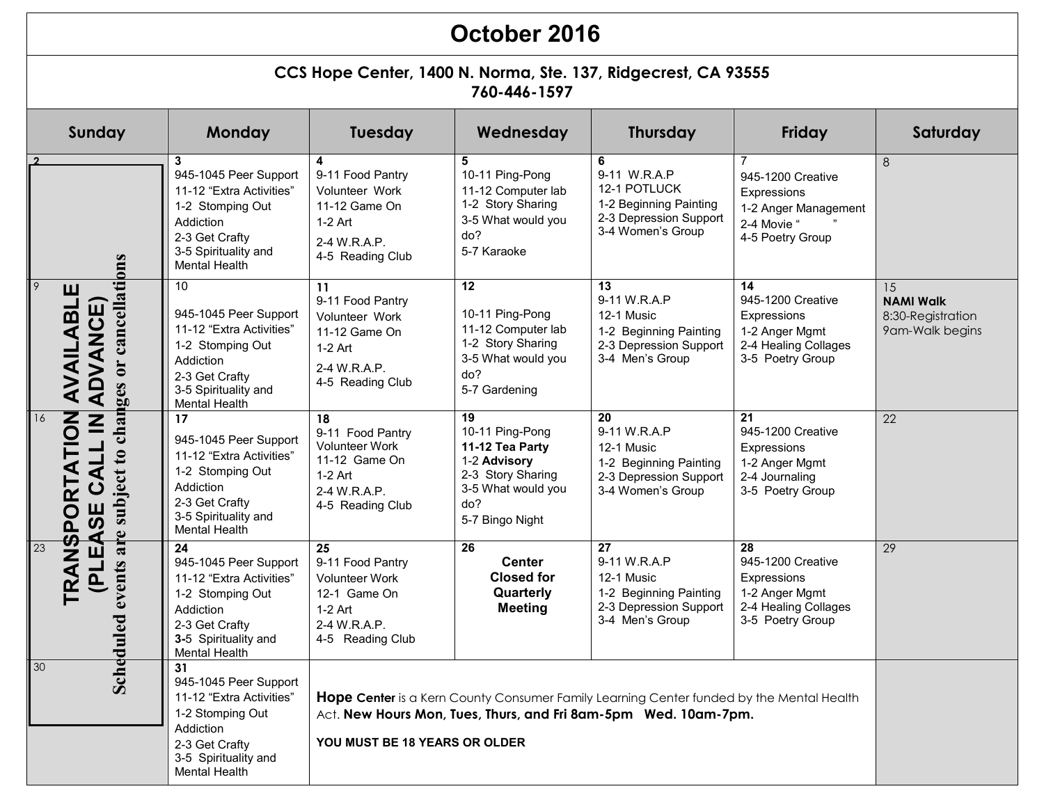# October 2016

**CCS Hope Center, 1400 N. Norma, Ste. 137, Ridgecrest, CA 93555**
**760-446-1597**

| Sunday | Monday | Tuesday | Wednesday | Thursday | Friday | Saturday |
|---|---|---|---|---|---|---|
| **2** | **3**<br>945-1045 Peer Support<br>11-12 "Extra Activities"<br>1-2 Stomping Out Addiction<br>2-3 Get Crafty<br>3-5 Spirituality and Mental Health | **4**<br>9-11 Food Pantry Volunteer Work<br>11-12 Game On<br>1-2 Art<br>2-4 W.R.A.P.<br>4-5 Reading Club | **5**<br>10-11 Ping-Pong<br>11-12 Computer lab<br>1-2 Story Sharing<br>3-5 What would you do?<br>5-7 Karaoke | **6**<br>9-11 W.R.A.P<br>12-1 POTLUCK<br>1-2 Beginning Painting<br>2-3 Depression Support<br>3-4 Women's Group | 7<br>945-1200 Creative Expressions<br>1-2 Anger Management<br>2-4 Movie " "<br>4-5 Poetry Group | 8 |
| 9 | 10<br>945-1045 Peer Support<br>11-12 "Extra Activities"<br>1-2 Stomping Out Addiction<br>2-3 Get Crafty<br>3-5 Spirituality and Mental Health | **11**<br>9-11 Food Pantry Volunteer Work<br>11-12 Game On<br>1-2 Art<br>2-4 W.R.A.P.<br>4-5 Reading Club | **12**<br>10-11 Ping-Pong<br>11-12 Computer lab<br>1-2 Story Sharing<br>3-5 What would you do?<br>5-7 Gardening | **13**<br>9-11 W.R.A.P<br>12-1 Music<br>1-2 Beginning Painting<br>2-3 Depression Support<br>3-4 Men's Group | **14**<br>945-1200 Creative Expressions<br>1-2 Anger Mgmt<br>2-4 Healing Collages<br>3-5 Poetry Group | 15<br>**NAMI Walk**<br>8:30-Registration<br>9am-Walk begins |
| 16 | **17**<br>945-1045 Peer Support<br>11-12 "Extra Activities"<br>1-2 Stomping Out Addiction<br>2-3 Get Crafty<br>3-5 Spirituality and Mental Health | **18**<br>9-11 Food Pantry Volunteer Work<br>11-12 Game On<br>1-2 Art<br>2-4 W.R.A.P.<br>4-5 Reading Club | **19**<br>10-11 Ping-Pong<br>**11-12 Tea Party**<br>1-2 **Advisory**<br>2-3 Story Sharing<br>3-5 What would you do?<br>5-7 Bingo Night | **20**<br>9-11 W.R.A.P<br>12-1 Music<br>1-2 Beginning Painting<br>2-3 Depression Support<br>3-4 Women's Group | **21**<br>945-1200 Creative Expressions<br>1-2 Anger Mgmt<br>2-4 Journaling<br>3-5 Poetry Group | 22 |
| 23 | **24**<br>945-1045 Peer Support<br>11-12 "Extra Activities"<br>1-2 Stomping Out Addiction<br>2-3 Get Crafty<br>**3-**5 Spirituality and Mental Health | **25**<br>9-11 Food Pantry Volunteer Work<br>12-1 Game On<br>1-2 Art<br>2-4 W.R.A.P.<br>4-5 Reading Club | **26**<br>**Center Closed for Quarterly Meeting** | **27**<br>9-11 W.R.A.P<br>12-1 Music<br>1-2 Beginning Painting<br>2-3 Depression Support<br>3-4 Men's Group | **28**<br>945-1200 Creative Expressions<br>1-2 Anger Mgmt<br>2-4 Healing Collages<br>3-5 Poetry Group | 29 |
| 30 | **31**<br>945-1045 Peer Support<br>11-12 "Extra Activities"<br>1-2 Stomping Out Addiction<br>2-3 Get Crafty<br>3-5 Spirituality and Mental Health | | | | | |

**TRANSPORTATION AVAILABLE (PLEASE CALL IN ADVANCE)**

**Scheduled events are subject to changes or cancellations**

**Hope Center** is a Kern County Consumer Family Learning Center funded by the Mental Health Act. **New Hours Mon, Tues, Thurs, and Fri 8am-5pm Wed. 10am-7pm.**

**YOU MUST BE 18 YEARS OR OLDER**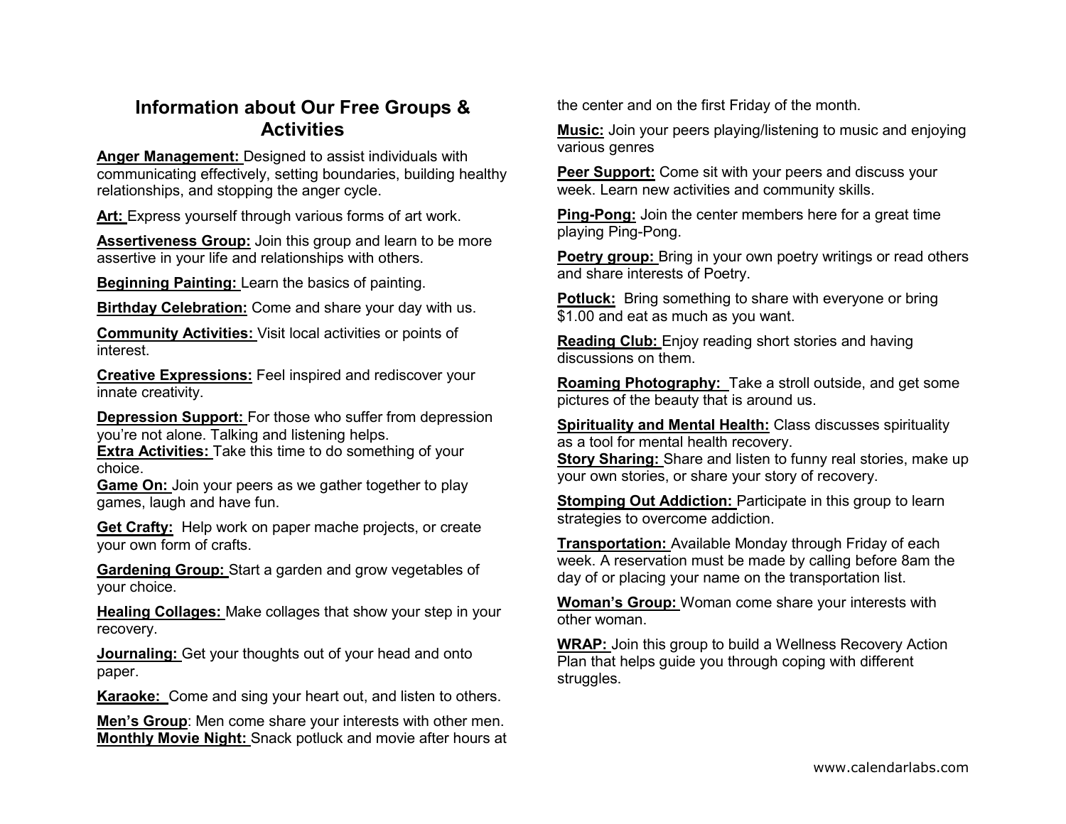## Information about Our Free Groups & Activities

**Anger Management:** Designed to assist individuals with communicating effectively, setting boundaries, building healthy relationships, and stopping the anger cycle.

**Art:** Express yourself through various forms of art work.

**Assertiveness Group:** Join this group and learn to be more assertive in your life and relationships with others.

**Beginning Painting:** Learn the basics of painting.

**Birthday Celebration:** Come and share your day with us.

**Community Activities:** Visit local activities or points of interest.

**Creative Expressions:** Feel inspired and rediscover your innate creativity.

**Depression Support:** For those who suffer from depression you're not alone. Talking and listening helps.

**Extra Activities:** Take this time to do something of your choice.

**Game On:** Join your peers as we gather together to play games, laugh and have fun.

**Get Crafty:** Help work on paper mache projects, or create your own form of crafts.

**Gardening Group:** Start a garden and grow vegetables of your choice.

**Healing Collages:** Make collages that show your step in your recovery.

**Journaling:** Get your thoughts out of your head and onto paper.

**Karaoke:** Come and sing your heart out, and listen to others.

**Men's Group**: Men come share your interests with other men.

**Monthly Movie Night:** Snack potluck and movie after hours at the center and on the first Friday of the month.

**Music:** Join your peers playing/listening to music and enjoying various genres

**Peer Support:** Come sit with your peers and discuss your week. Learn new activities and community skills.

**Ping-Pong:** Join the center members here for a great time playing Ping-Pong.

**Poetry group:** Bring in your own poetry writings or read others and share interests of Poetry.

**Potluck:** Bring something to share with everyone or bring $1.00 and eat as much as you want.

**Reading Club:** Enjoy reading short stories and having discussions on them.

**Roaming Photography:** Take a stroll outside, and get some pictures of the beauty that is around us.

**Spirituality and Mental Health:** Class discusses spirituality as a tool for mental health recovery.

**Story Sharing:** Share and listen to funny real stories, make up your own stories, or share your story of recovery.

**Stomping Out Addiction:** Participate in this group to learn strategies to overcome addiction.

**Transportation:** Available Monday through Friday of each week. A reservation must be made by calling before 8am the day of or placing your name on the transportation list.

**Woman's Group:** Woman come share your interests with other woman.

**WRAP:** Join this group to build a Wellness Recovery Action Plan that helps guide you through coping with different struggles.